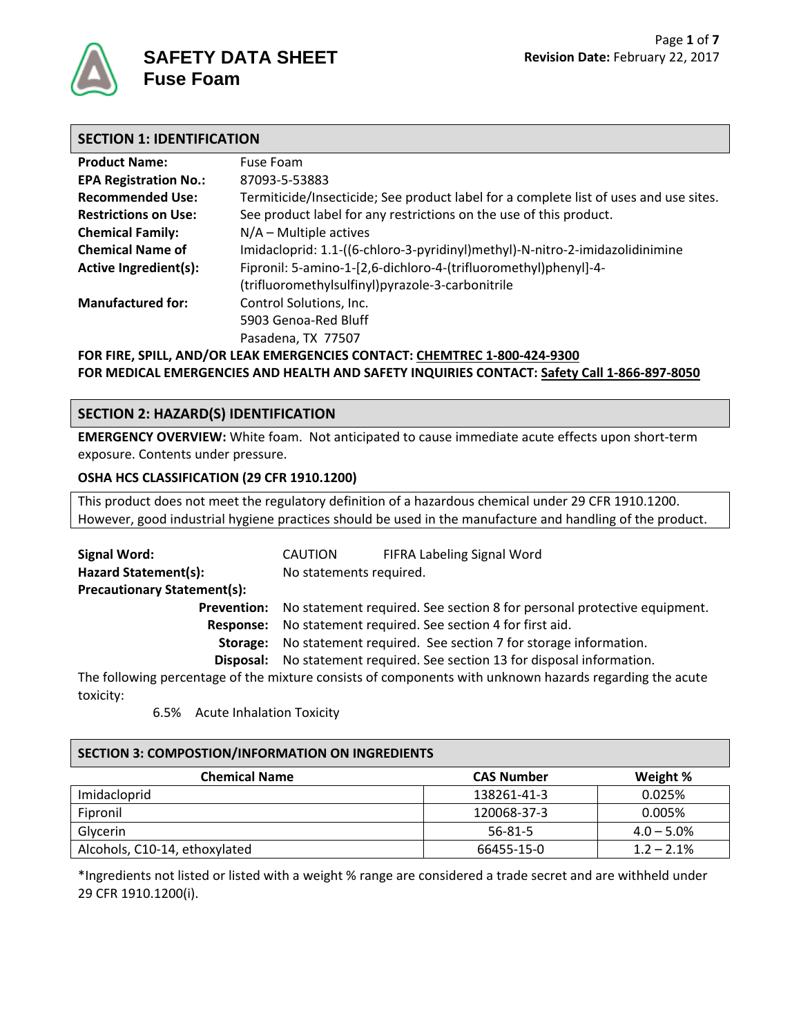# SAFETY DATA SHEET
# Fuse Foam

**Revision Date:** February 22, 2017

## SECTION 1: IDENTIFICATION

| | |
|---|---|
| **Product Name:** | Fuse Foam |
| **EPA Registration No.:** | 87093-5-53883 |
| **Recommended Use:** | Termiticide/Insecticide; See product label for a complete list of uses and use sites. |
| **Restrictions on Use:** | See product label for any restrictions on the use of this product. |
| **Chemical Family:** | N/A – Multiple actives |
| **Chemical Name of Active Ingredient(s):** | Imidacloprid: 1.1-((6-chloro-3-pyridinyl)methyl)-N-nitro-2-imidazolidinimine<br>Fipronil: 5-amino-1-[2,6-dichloro-4-(trifluoromethyl)phenyl]-4-(trifluoromethylsulfinyl)pyrazole-3-carbonitrile |
| **Manufactured for:** | Control Solutions, Inc.<br>5903 Genoa-Red Bluff<br>Pasadena, TX 77507 |

**FOR FIRE, SPILL, AND/OR LEAK EMERGENCIES CONTACT: CHEMTREC 1-800-424-9300**
**FOR MEDICAL EMERGENCIES AND HEALTH AND SAFETY INQUIRIES CONTACT: Safety Call 1-866-897-8050**

## SECTION 2: HAZARD(S) IDENTIFICATION

**EMERGENCY OVERVIEW:** White foam. Not anticipated to cause immediate acute effects upon short-term exposure. Contents under pressure.

**OSHA HCS CLASSIFICATION (29 CFR 1910.1200)**

This product does not meet the regulatory definition of a hazardous chemical under 29 CFR 1910.1200. However, good industrial hygiene practices should be used in the manufacture and handling of the product.

**Signal Word:** CAUTION FIFRA Labeling Signal Word
**Hazard Statement(s):** No statements required.
**Precautionary Statement(s):**
- **Prevention:** No statement required. See section 8 for personal protective equipment.
- **Response:** No statement required. See section 4 for first aid.
- **Storage:** No statement required. See section 7 for storage information.
- **Disposal:** No statement required. See section 13 for disposal information.

The following percentage of the mixture consists of components with unknown hazards regarding the acute toxicity:

6.5% Acute Inhalation Toxicity

## SECTION 3: COMPOSTION/INFORMATION ON INGREDIENTS

| Chemical Name | CAS Number | Weight % |
|---|---|---|
| Imidacloprid | 138261-41-3 | 0.025% |
| Fipronil | 120068-37-3 | 0.005% |
| Glycerin | 56-81-5 | 4.0 – 5.0% |
| Alcohols, C10-14, ethoxylated | 66455-15-0 | 1.2 – 2.1% |

*Ingredients not listed or listed with a weight % range are considered a trade secret and are withheld under 29 CFR 1910.1200(i).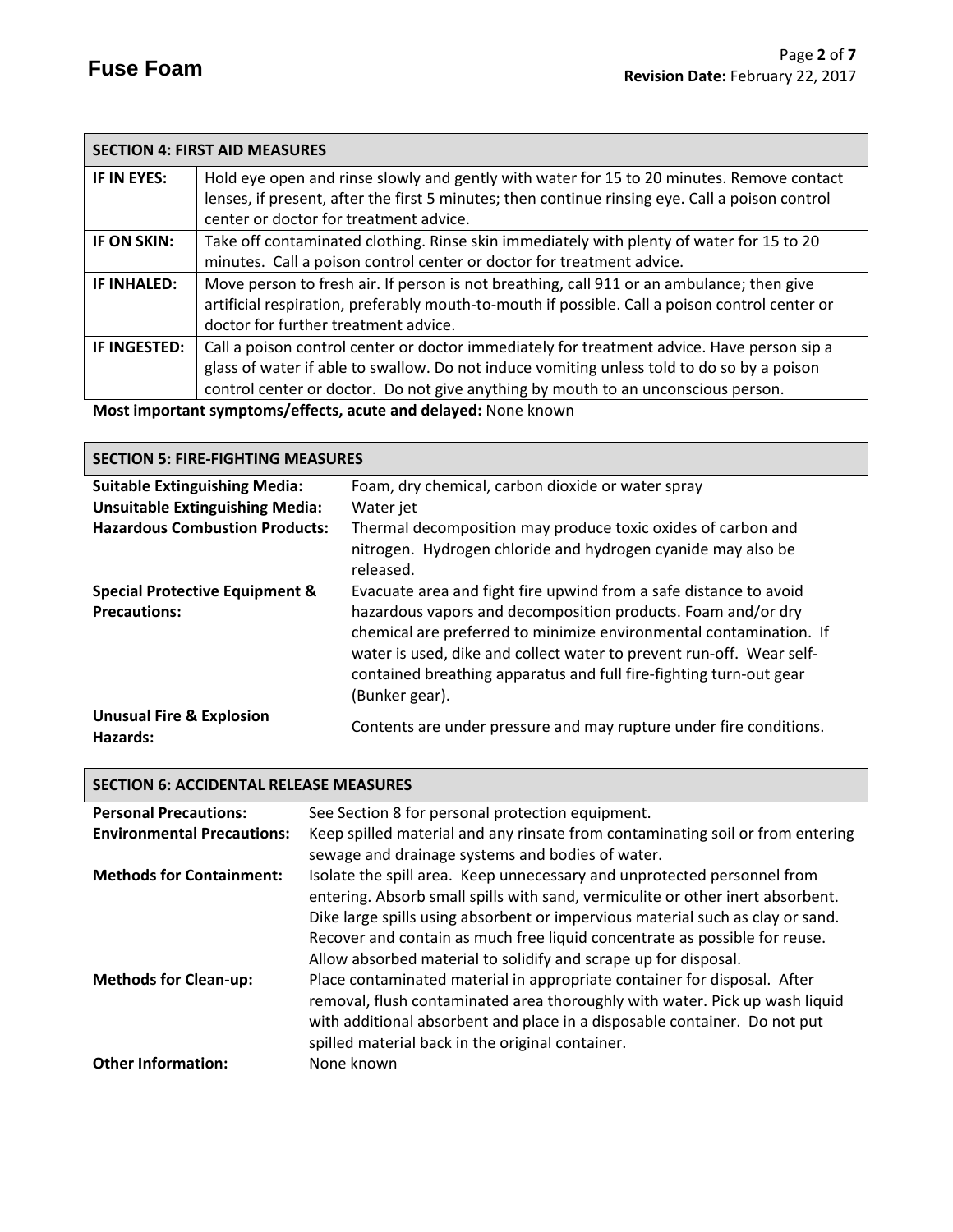## SECTION 4: FIRST AID MEASURES

| | |
|---|---|
| **IF IN EYES:** | Hold eye open and rinse slowly and gently with water for 15 to 20 minutes. Remove contact lenses, if present, after the first 5 minutes; then continue rinsing eye. Call a poison control center or doctor for treatment advice. |
| **IF ON SKIN:** | Take off contaminated clothing. Rinse skin immediately with plenty of water for 15 to 20 minutes. Call a poison control center or doctor for treatment advice. |
| **IF INHALED:** | Move person to fresh air. If person is not breathing, call 911 or an ambulance; then give artificial respiration, preferably mouth-to-mouth if possible. Call a poison control center or doctor for further treatment advice. |
| **IF INGESTED:** | Call a poison control center or doctor immediately for treatment advice. Have person sip a glass of water if able to swallow. Do not induce vomiting unless told to do so by a poison control center or doctor. Do not give anything by mouth to an unconscious person. |

**Most important symptoms/effects, acute and delayed:** None known

## SECTION 5: FIRE-FIGHTING MEASURES

| | |
|---|---|
| **Suitable Extinguishing Media:** | Foam, dry chemical, carbon dioxide or water spray |
| **Unsuitable Extinguishing Media:** | Water jet |
| **Hazardous Combustion Products:** | Thermal decomposition may produce toxic oxides of carbon and nitrogen. Hydrogen chloride and hydrogen cyanide may also be released. |
| **Special Protective Equipment & Precautions:** | Evacuate area and fight fire upwind from a safe distance to avoid hazardous vapors and decomposition products. Foam and/or dry chemical are preferred to minimize environmental contamination. If water is used, dike and collect water to prevent run-off. Wear self-contained breathing apparatus and full fire-fighting turn-out gear (Bunker gear). |
| **Unusual Fire & Explosion Hazards:** | Contents are under pressure and may rupture under fire conditions. |

## SECTION 6: ACCIDENTAL RELEASE MEASURES

| | |
|---|---|
| **Personal Precautions:** | See Section 8 for personal protection equipment. |
| **Environmental Precautions:** | Keep spilled material and any rinsate from contaminating soil or from entering sewage and drainage systems and bodies of water. |
| **Methods for Containment:** | Isolate the spill area. Keep unnecessary and unprotected personnel from entering. Absorb small spills with sand, vermiculite or other inert absorbent. Dike large spills using absorbent or impervious material such as clay or sand. Recover and contain as much free liquid concentrate as possible for reuse. Allow absorbed material to solidify and scrape up for disposal. |
| **Methods for Clean-up:** | Place contaminated material in appropriate container for disposal. After removal, flush contaminated area thoroughly with water. Pick up wash liquid with additional absorbent and place in a disposable container. Do not put spilled material back in the original container. |
| **Other Information:** | None known |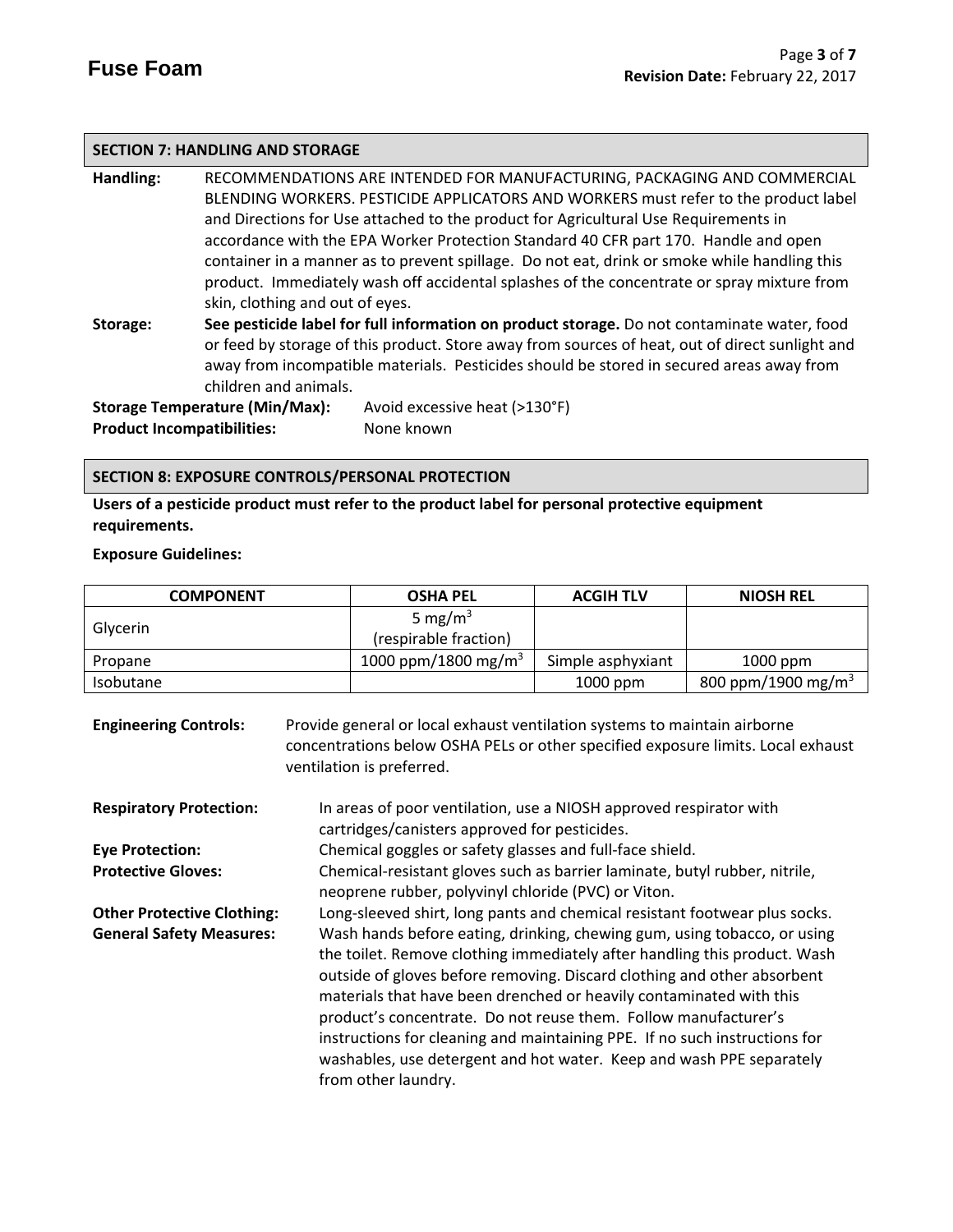## SECTION 7: HANDLING AND STORAGE

**Handling:** RECOMMENDATIONS ARE INTENDED FOR MANUFACTURING, PACKAGING AND COMMERCIAL BLENDING WORKERS. PESTICIDE APPLICATORS AND WORKERS must refer to the product label and Directions for Use attached to the product for Agricultural Use Requirements in accordance with the EPA Worker Protection Standard 40 CFR part 170. Handle and open container in a manner as to prevent spillage. Do not eat, drink or smoke while handling this product. Immediately wash off accidental splashes of the concentrate or spray mixture from skin, clothing and out of eyes.

**Storage:** **See pesticide label for full information on product storage.** Do not contaminate water, food or feed by storage of this product. Store away from sources of heat, out of direct sunlight and away from incompatible materials. Pesticides should be stored in secured areas away from children and animals.

**Storage Temperature (Min/Max):** Avoid excessive heat (>130°F)

**Product Incompatibilities:** None known

## SECTION 8: EXPOSURE CONTROLS/PERSONAL PROTECTION

**Users of a pesticide product must refer to the product label for personal protective equipment requirements.**

**Exposure Guidelines:**

| COMPONENT | OSHA PEL | ACGIH TLV | NIOSH REL |
|---|---|---|---|
| Glycerin | 5 mg/m$^3$ (respirable fraction) | | |
| Propane | 1000 ppm/1800 mg/m$^3$ | Simple asphyxiant | 1000 ppm |
| Isobutane | | 1000 ppm | 800 ppm/1900 mg/m$^3$ |

**Engineering Controls:** Provide general or local exhaust ventilation systems to maintain airborne concentrations below OSHA PELs or other specified exposure limits. Local exhaust ventilation is preferred.

**Respiratory Protection:** In areas of poor ventilation, use a NIOSH approved respirator with cartridges/canisters approved for pesticides.

**Eye Protection:** Chemical goggles or safety glasses and full-face shield.

**Protective Gloves:** Chemical-resistant gloves such as barrier laminate, butyl rubber, nitrile, neoprene rubber, polyvinyl chloride (PVC) or Viton.

**Other Protective Clothing:** Long-sleeved shirt, long pants and chemical resistant footwear plus socks.

**General Safety Measures:** Wash hands before eating, drinking, chewing gum, using tobacco, or using the toilet. Remove clothing immediately after handling this product. Wash outside of gloves before removing. Discard clothing and other absorbent materials that have been drenched or heavily contaminated with this product's concentrate. Do not reuse them. Follow manufacturer's instructions for cleaning and maintaining PPE. If no such instructions for washables, use detergent and hot water. Keep and wash PPE separately from other laundry.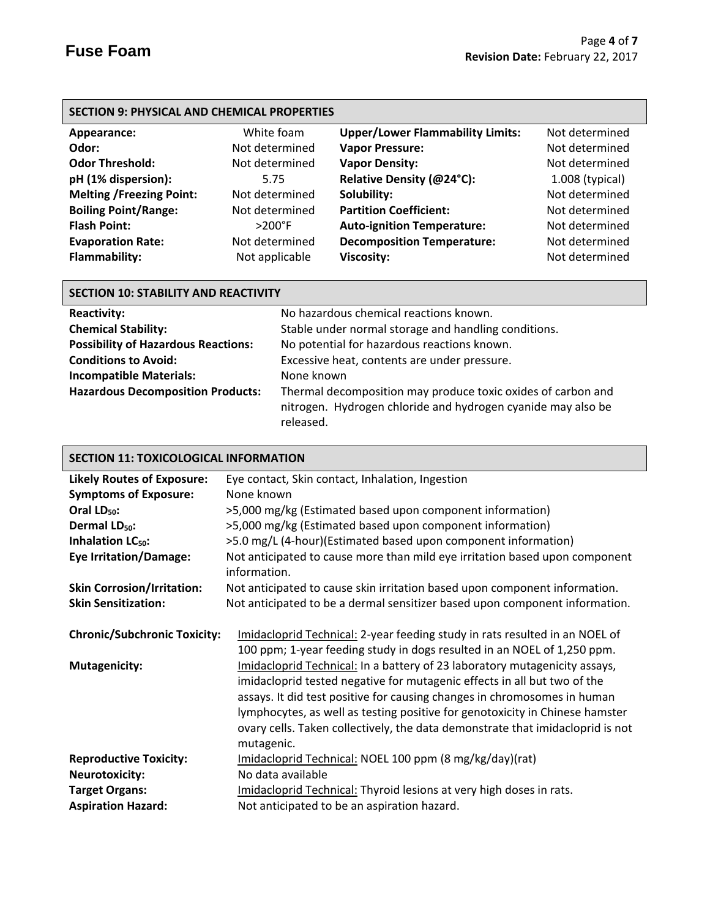## SECTION 9: PHYSICAL AND CHEMICAL PROPERTIES

| Property | Value | Property | Value |
|---|---|---|---|
| **Appearance:** | White foam | **Upper/Lower Flammability Limits:** | Not determined |
| **Odor:** | Not determined | **Vapor Pressure:** | Not determined |
| **Odor Threshold:** | Not determined | **Vapor Density:** | Not determined |
| **pH (1% dispersion):** | 5.75 | **Relative Density (@24°C):** | 1.008 (typical) |
| **Melting /Freezing Point:** | Not determined | **Solubility:** | Not determined |
| **Boiling Point/Range:** | Not determined | **Partition Coefficient:** | Not determined |
| **Flash Point:** | >200°F | **Auto-ignition Temperature:** | Not determined |
| **Evaporation Rate:** | Not determined | **Decomposition Temperature:** | Not determined |
| **Flammability:** | Not applicable | **Viscosity:** | Not determined |

## SECTION 10: STABILITY AND REACTIVITY

**Reactivity:** No hazardous chemical reactions known.

**Chemical Stability:** Stable under normal storage and handling conditions.

**Possibility of Hazardous Reactions:** No potential for hazardous reactions known.

**Conditions to Avoid:** Excessive heat, contents are under pressure.

**Incompatible Materials:** None known

**Hazardous Decomposition Products:** Thermal decomposition may produce toxic oxides of carbon and nitrogen. Hydrogen chloride and hydrogen cyanide may also be released.

## SECTION 11: TOXICOLOGICAL INFORMATION

**Likely Routes of Exposure:** Eye contact, Skin contact, Inhalation, Ingestion

**Symptoms of Exposure:** None known

**Oral $LD_{50}$:** >5,000 mg/kg (Estimated based upon component information)

**Dermal $LD_{50}$:** >5,000 mg/kg (Estimated based upon component information)

**Inhalation $LC_{50}$:** >5.0 mg/L (4-hour)(Estimated based upon component information)

**Eye Irritation/Damage:** Not anticipated to cause more than mild eye irritation based upon component information.

**Skin Corrosion/Irritation:** Not anticipated to cause skin irritation based upon component information.

**Skin Sensitization:** Not anticipated to be a dermal sensitizer based upon component information.

**Chronic/Subchronic Toxicity:** Imidacloprid Technical: 2-year feeding study in rats resulted in an NOEL of 100 ppm; 1-year feeding study in dogs resulted in an NOEL of 1,250 ppm.

**Mutagenicity:** Imidacloprid Technical: In a battery of 23 laboratory mutagenicity assays, imidacloprid tested negative for mutagenic effects in all but two of the assays. It did test positive for causing changes in chromosomes in human lymphocytes, as well as testing positive for genotoxicity in Chinese hamster ovary cells. Taken collectively, the data demonstrate that imidacloprid is not mutagenic.

**Reproductive Toxicity:** Imidacloprid Technical: NOEL 100 ppm (8 mg/kg/day)(rat)

**Neurotoxicity:** No data available

**Target Organs:** Imidacloprid Technical: Thyroid lesions at very high doses in rats.

**Aspiration Hazard:** Not anticipated to be an aspiration hazard.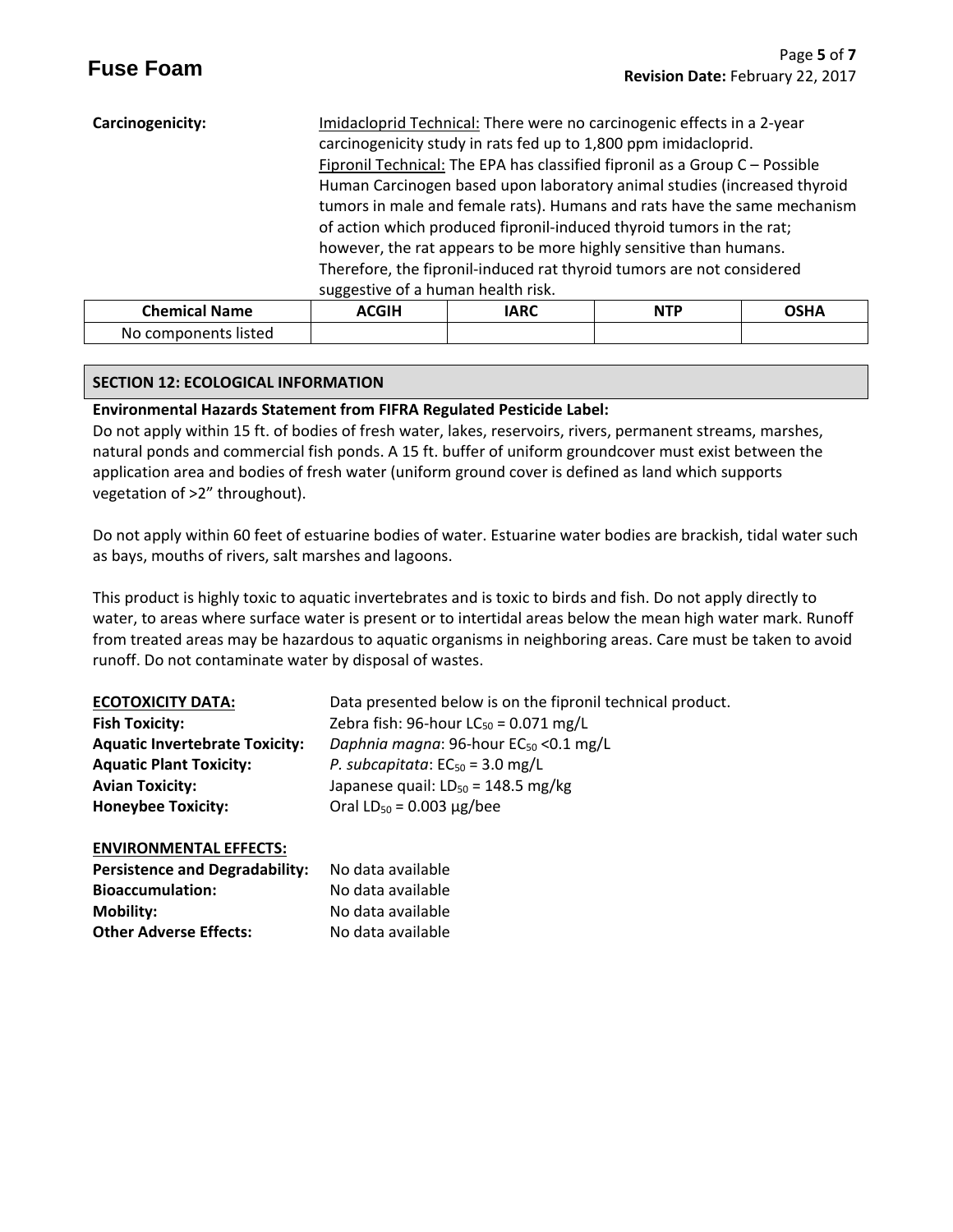**Carcinogenicity:** Imidacloprid Technical: There were no carcinogenic effects in a 2-year carcinogenicity study in rats fed up to 1,800 ppm imidacloprid.
Fipronil Technical: The EPA has classified fipronil as a Group C – Possible Human Carcinogen based upon laboratory animal studies (increased thyroid tumors in male and female rats). Humans and rats have the same mechanism of action which produced fipronil-induced thyroid tumors in the rat; however, the rat appears to be more highly sensitive than humans. Therefore, the fipronil-induced rat thyroid tumors are not considered suggestive of a human health risk.

| Chemical Name | ACGIH | IARC | NTP | OSHA |
|---|---|---|---|---|
| No components listed | | | | |

## SECTION 12: ECOLOGICAL INFORMATION

**Environmental Hazards Statement from FIFRA Regulated Pesticide Label:**
Do not apply within 15 ft. of bodies of fresh water, lakes, reservoirs, rivers, permanent streams, marshes, natural ponds and commercial fish ponds. A 15 ft. buffer of uniform groundcover must exist between the application area and bodies of fresh water (uniform ground cover is defined as land which supports vegetation of >2" throughout).

Do not apply within 60 feet of estuarine bodies of water. Estuarine water bodies are brackish, tidal water such as bays, mouths of rivers, salt marshes and lagoons.

This product is highly toxic to aquatic invertebrates and is toxic to birds and fish. Do not apply directly to water, to areas where surface water is present or to intertidal areas below the mean high water mark. Runoff from treated areas may be hazardous to aquatic organisms in neighboring areas. Care must be taken to avoid runoff. Do not contaminate water by disposal of wastes.

**ECOTOXICITY DATA:** Data presented below is on the fipronil technical product.
**Fish Toxicity:** Zebra fish: 96-hour $LC_{50}$ = 0.071 mg/L
**Aquatic Invertebrate Toxicity:** *Daphnia magna*: 96-hour $EC_{50}$ <0.1 mg/L
**Aquatic Plant Toxicity:** *P. subcapitata*: $EC_{50}$ = 3.0 mg/L
**Avian Toxicity:** Japanese quail: $LD_{50}$ = 148.5 mg/kg
**Honeybee Toxicity:** Oral $LD_{50}$ = 0.003 µg/bee

**ENVIRONMENTAL EFFECTS:**
**Persistence and Degradability:** No data available
**Bioaccumulation:** No data available
**Mobility:** No data available
**Other Adverse Effects:** No data available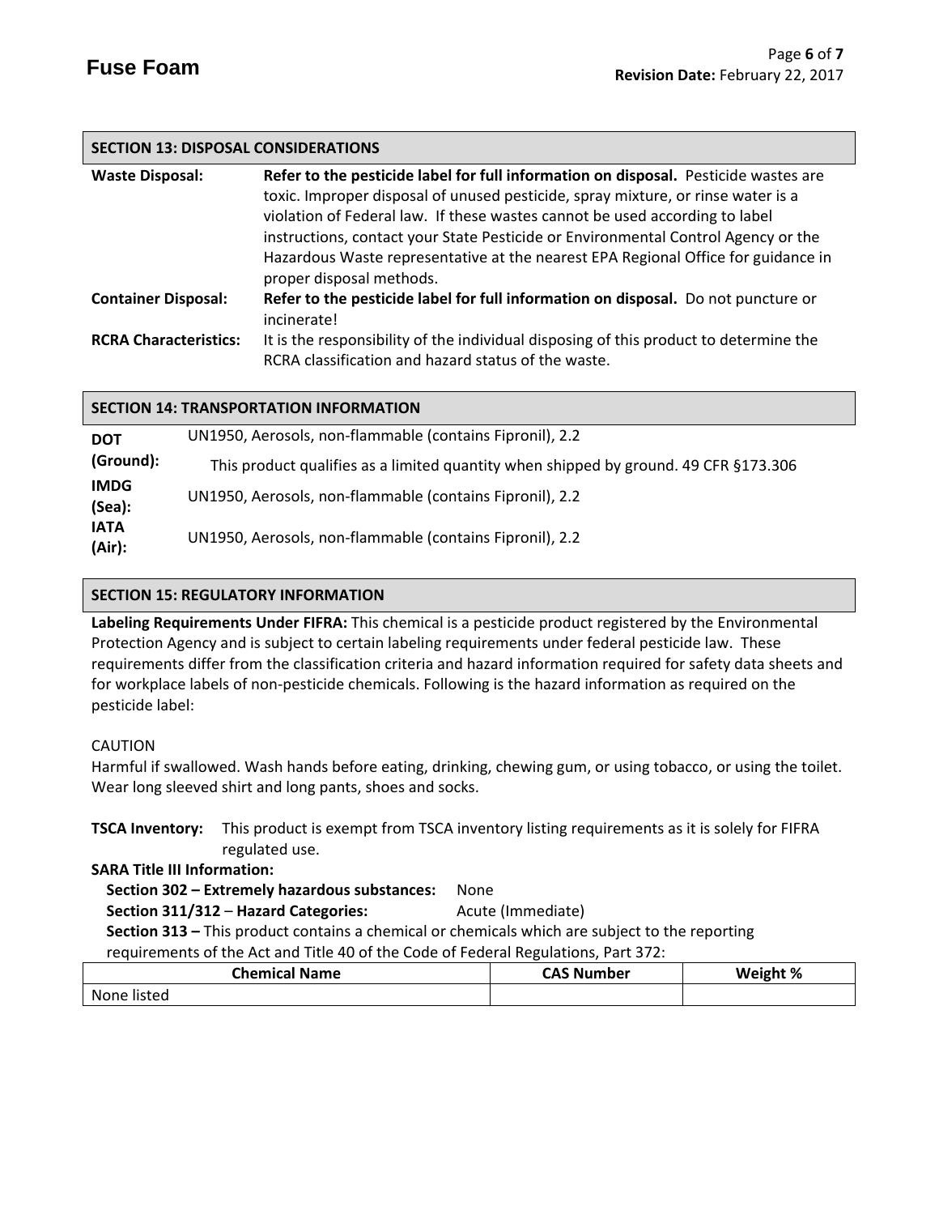## SECTION 13: DISPOSAL CONSIDERATIONS

**Waste Disposal:** **Refer to the pesticide label for full information on disposal.** Pesticide wastes are toxic. Improper disposal of unused pesticide, spray mixture, or rinse water is a violation of Federal law. If these wastes cannot be used according to label instructions, contact your State Pesticide or Environmental Control Agency or the Hazardous Waste representative at the nearest EPA Regional Office for guidance in proper disposal methods.

**Container Disposal:** **Refer to the pesticide label for full information on disposal.** Do not puncture or incinerate!

**RCRA Characteristics:** It is the responsibility of the individual disposing of this product to determine the RCRA classification and hazard status of the waste.

## SECTION 14: TRANSPORTATION INFORMATION

**DOT (Ground):** UN1950, Aerosols, non-flammable (contains Fipronil), 2.2

This product qualifies as a limited quantity when shipped by ground. 49 CFR §173.306

**IMDG (Sea):** UN1950, Aerosols, non-flammable (contains Fipronil), 2.2

**IATA (Air):** UN1950, Aerosols, non-flammable (contains Fipronil), 2.2

## SECTION 15: REGULATORY INFORMATION

**Labeling Requirements Under FIFRA:** This chemical is a pesticide product registered by the Environmental Protection Agency and is subject to certain labeling requirements under federal pesticide law. These requirements differ from the classification criteria and hazard information required for safety data sheets and for workplace labels of non-pesticide chemicals. Following is the hazard information as required on the pesticide label:

CAUTION

Harmful if swallowed. Wash hands before eating, drinking, chewing gum, or using tobacco, or using the toilet. Wear long sleeved shirt and long pants, shoes and socks.

**TSCA Inventory:** This product is exempt from TSCA inventory listing requirements as it is solely for FIFRA regulated use.

**SARA Title III Information:**

**Section 302 – Extremely hazardous substances:** None

**Section 311/312 – Hazard Categories:** Acute (Immediate)

**Section 313 –** This product contains a chemical or chemicals which are subject to the reporting requirements of the Act and Title 40 of the Code of Federal Regulations, Part 372:

| Chemical Name | CAS Number | Weight % |
|---|---|---|
| None listed | | |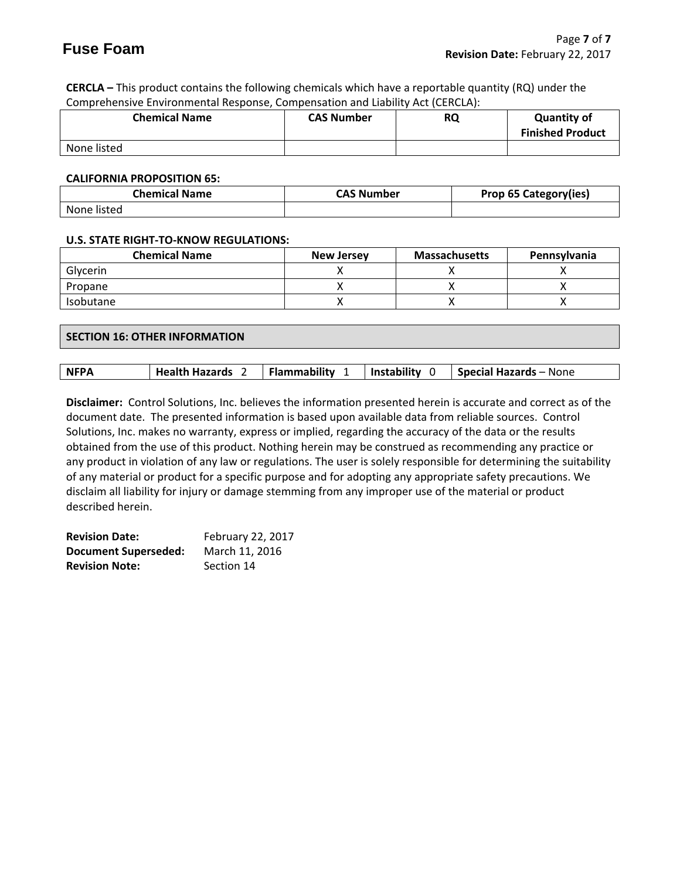**CERCLA –** This product contains the following chemicals which have a reportable quantity (RQ) under the Comprehensive Environmental Response, Compensation and Liability Act (CERCLA):

| Chemical Name | CAS Number | RQ | Quantity of Finished Product |
|---|---|---|---|
| None listed | | | |

**CALIFORNIA PROPOSITION 65:**

| Chemical Name | CAS Number | Prop 65 Category(ies) |
|---|---|---|
| None listed | | |

**U.S. STATE RIGHT-TO-KNOW REGULATIONS:**

| Chemical Name | New Jersey | Massachusetts | Pennsylvania |
|---|---|---|---|
| Glycerin | X | X | X |
| Propane | X | X | X |
| Isobutane | X | X | X |

## SECTION 16: OTHER INFORMATION

| | | | | |
|---|---|---|---|---|
| **NFPA** | **Health Hazards** 2 | **Flammability** 1 | **Instability** 0 | **Special Hazards** – None |

**Disclaimer:** Control Solutions, Inc. believes the information presented herein is accurate and correct as of the document date. The presented information is based upon available data from reliable sources. Control Solutions, Inc. makes no warranty, express or implied, regarding the accuracy of the data or the results obtained from the use of this product. Nothing herein may be construed as recommending any practice or any product in violation of any law or regulations. The user is solely responsible for determining the suitability of any material or product for a specific purpose and for adopting any appropriate safety precautions. We disclaim all liability for injury or damage stemming from any improper use of the material or product described herein.

**Revision Date:** February 22, 2017
**Document Superseded:** March 11, 2016
**Revision Note:** Section 14